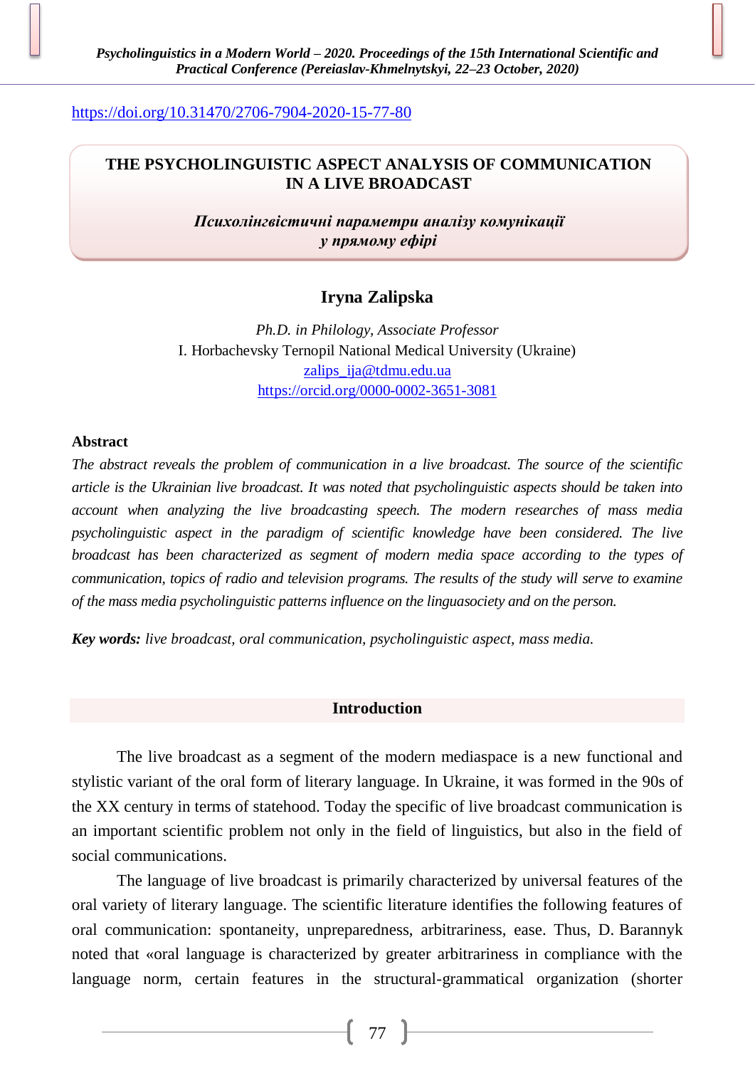https://doi.org/10.31470/2706-7904-2020-15-77-80

# THE PSYCHOLINGUISTIC ASPECT ANALYSIS OF COMMUNICATION IN A LIVE BROADCAST

## *Психолінгвістичні параметри аналізу комунікації у прямому ефірі*

**Iryna Zalipska**

*Ph.D. in Philology, Associate Professor*
I. Horbachevsky Ternopil National Medical University (Ukraine)
zalips_ija@tdmu.edu.ua
https://orcid.org/0000-0002-3651-3081

**Abstract**

*The abstract reveals the problem of communication in a live broadcast. The source of the scientific article is the Ukrainian live broadcast. It was noted that psycholinguistic aspects should be taken into account when analyzing the live broadcasting speech. The modern researches of mass media psycholinguistic aspect in the paradigm of scientific knowledge have been considered. The live broadcast has been characterized as segment of modern media space according to the types of communication, topics of radio and television programs. The results of the study will serve to examine of the mass media psycholinguistic patterns influence on the linguasociety and on the person.*

***Key words:*** *live broadcast, oral communication, psycholinguistic aspect, mass media.*

## Introduction

The live broadcast as a segment of the modern mediaspace is a new functional and stylistic variant of the oral form of literary language. In Ukraine, it was formed in the 90s of the XX century in terms of statehood. Today the specific of live broadcast communication is an important scientific problem not only in the field of linguistics, but also in the field of social communications.

The language of live broadcast is primarily characterized by universal features of the oral variety of literary language. The scientific literature identifies the following features of oral communication: spontaneity, unpreparedness, arbitrariness, ease. Thus, D. Barannyk noted that «oral language is characterized by greater arbitrariness in compliance with the language norm, certain features in the structural-grammatical organization (shorter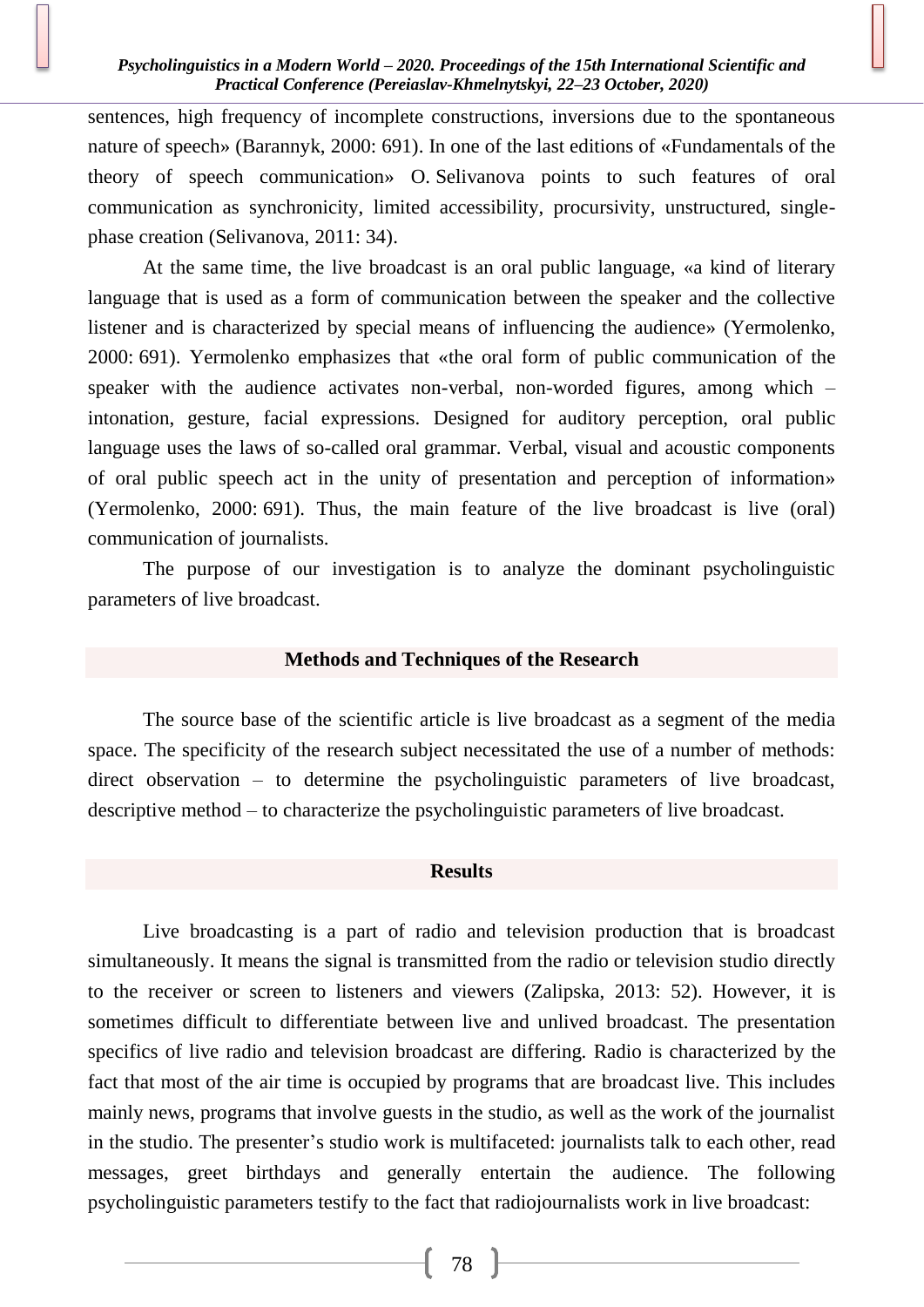sentences, high frequency of incomplete constructions, inversions due to the spontaneous nature of speech» (Barannyk, 2000: 691). In one of the last editions of «Fundamentals of the theory of speech communication» O. Selivanova points to such features of oral communication as synchronicity, limited accessibility, procursivity, unstructured, single-phase creation (Selivanova, 2011: 34).

At the same time, the live broadcast is an oral public language, «a kind of literary language that is used as a form of communication between the speaker and the collective listener and is characterized by special means of influencing the audience» (Yermolenko, 2000: 691). Yermolenko emphasizes that «the oral form of public communication of the speaker with the audience activates non-verbal, non-worded figures, among which – intonation, gesture, facial expressions. Designed for auditory perception, oral public language uses the laws of so-called oral grammar. Verbal, visual and acoustic components of oral public speech act in the unity of presentation and perception of information» (Yermolenko, 2000: 691). Thus, the main feature of the live broadcast is live (oral) communication of journalists.

The purpose of our investigation is to analyze the dominant psycholinguistic parameters of live broadcast.

## Methods and Techniques of the Research

The source base of the scientific article is live broadcast as a segment of the media space. The specificity of the research subject necessitated the use of a number of methods: direct observation – to determine the psycholinguistic parameters of live broadcast, descriptive method – to characterize the psycholinguistic parameters of live broadcast.

## Results

Live broadcasting is a part of radio and television production that is broadcast simultaneously. It means the signal is transmitted from the radio or television studio directly to the receiver or screen to listeners and viewers (Zalipska, 2013: 52). However, it is sometimes difficult to differentiate between live and unlived broadcast. The presentation specifics of live radio and television broadcast are differing. Radio is characterized by the fact that most of the air time is occupied by programs that are broadcast live. This includes mainly news, programs that involve guests in the studio, as well as the work of the journalist in the studio. The presenter's studio work is multifaceted: journalists talk to each other, read messages, greet birthdays and generally entertain the audience. The following psycholinguistic parameters testify to the fact that radiojournalists work in live broadcast: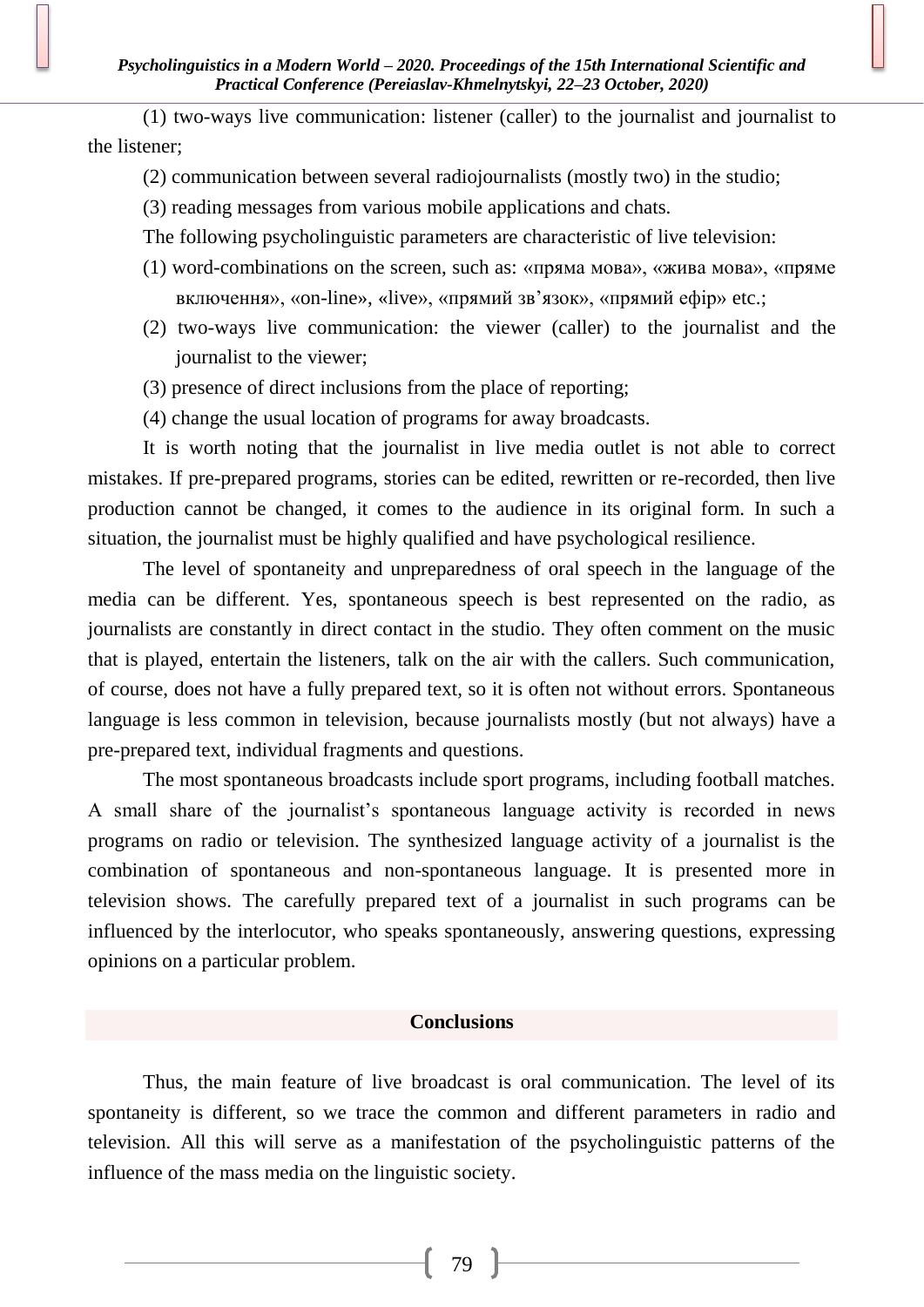(1) two-ways live communication: listener (caller) to the journalist and journalist to the listener;

(2) communication between several radiojournalists (mostly two) in the studio;

(3) reading messages from various mobile applications and chats.

The following psycholinguistic parameters are characteristic of live television:

(1) word-combinations on the screen, such as: «пряма мова», «жива мова», «пряме включення», «on-line», «live», «прямий зв'язок», «прямий ефір» etc.;

(2) two-ways live communication: the viewer (caller) to the journalist and the journalist to the viewer;

(3) presence of direct inclusions from the place of reporting;

(4) change the usual location of programs for away broadcasts.

It is worth noting that the journalist in live media outlet is not able to correct mistakes. If pre-prepared programs, stories can be edited, rewritten or re-recorded, then live production cannot be changed, it comes to the audience in its original form. In such a situation, the journalist must be highly qualified and have psychological resilience.

The level of spontaneity and unpreparedness of oral speech in the language of the media can be different. Yes, spontaneous speech is best represented on the radio, as journalists are constantly in direct contact in the studio. They often comment on the music that is played, entertain the listeners, talk on the air with the callers. Such communication, of course, does not have a fully prepared text, so it is often not without errors. Spontaneous language is less common in television, because journalists mostly (but not always) have a pre-prepared text, individual fragments and questions.

The most spontaneous broadcasts include sport programs, including football matches. A small share of the journalist's spontaneous language activity is recorded in news programs on radio or television. The synthesized language activity of a journalist is the combination of spontaneous and non-spontaneous language. It is presented more in television shows. The carefully prepared text of a journalist in such programs can be influenced by the interlocutor, who speaks spontaneously, answering questions, expressing opinions on a particular problem.

## Conclusions

Thus, the main feature of live broadcast is oral communication. The level of its spontaneity is different, so we trace the common and different parameters in radio and television. All this will serve as a manifestation of the psycholinguistic patterns of the influence of the mass media on the linguistic society.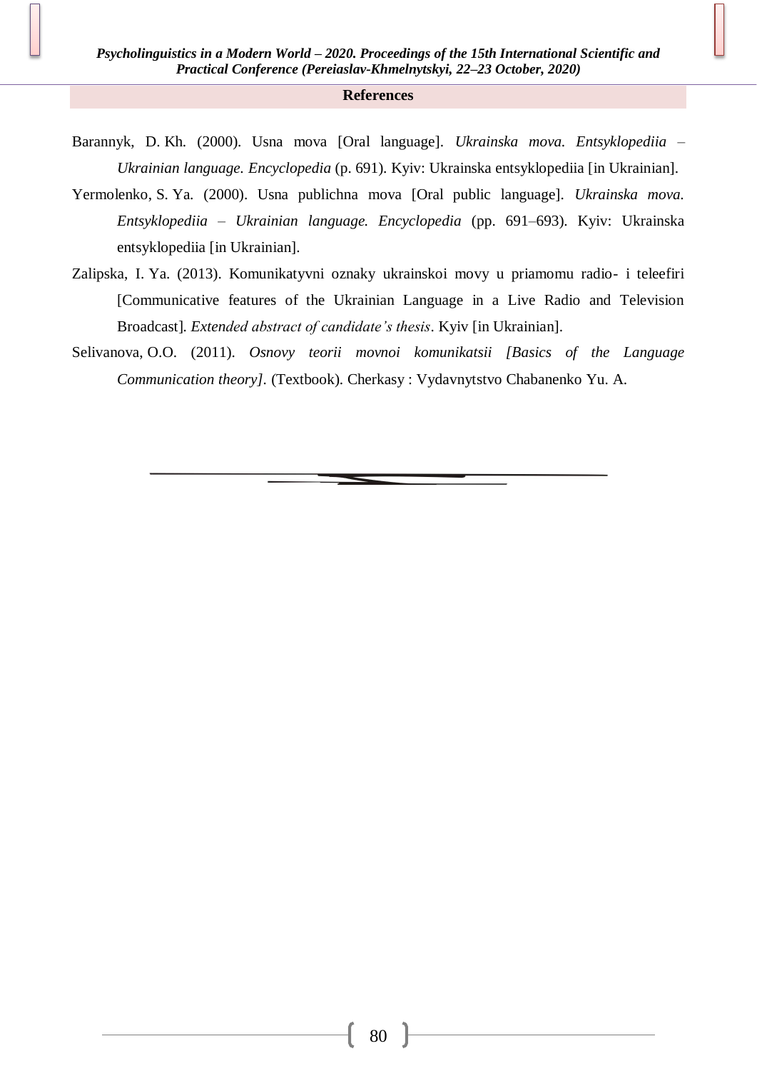## References

Barannyk, D. Kh. (2000). Usna mova [Oral language]. *Ukrainska mova. Entsyklopediia – Ukrainian language. Encyclopedia* (p. 691). Kyiv: Ukrainska entsyklopediia [in Ukrainian].

Yermolenko, S. Ya. (2000). Usna publichna mova [Oral public language]. *Ukrainska mova. Entsyklopediia – Ukrainian language. Encyclopedia* (pp. 691–693). Kyiv: Ukrainska entsyklopediia [in Ukrainian].

Zalipska, I. Ya. (2013). Komunikatyvni oznaky ukrainskoi movy u priamomu radio- i teleefiri [Communicative features of the Ukrainian Language in a Live Radio and Television Broadcast]. *Extended abstract of candidate's thesis*. Kyiv [in Ukrainian].

Selivanova, O.O. (2011). *Osnovy teorii movnoi komunikatsii [Basics of the Language Communication theory]*. (Textbook). Cherkasy : Vydavnytstvo Chabanenko Yu. A.